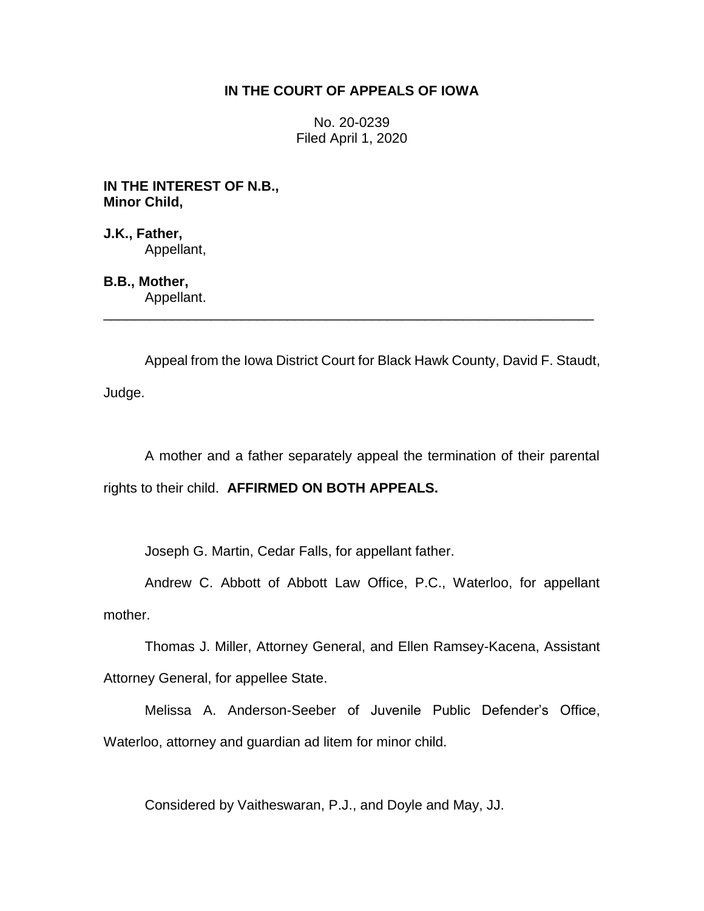# IN THE COURT OF APPEALS OF IOWA

No. 20-0239
Filed April 1, 2020

**IN THE INTEREST OF N.B., Minor Child,**

**J.K., Father,**
Appellant,

**B.B., Mother,**
Appellant.

---

Appeal from the Iowa District Court for Black Hawk County, David F. Staudt, Judge.

A mother and a father separately appeal the termination of their parental rights to their child. **AFFIRMED ON BOTH APPEALS.**

Joseph G. Martin, Cedar Falls, for appellant father.

Andrew C. Abbott of Abbott Law Office, P.C., Waterloo, for appellant mother.

Thomas J. Miller, Attorney General, and Ellen Ramsey-Kacena, Assistant Attorney General, for appellee State.

Melissa A. Anderson-Seeber of Juvenile Public Defender's Office, Waterloo, attorney and guardian ad litem for minor child.

Considered by Vaitheswaran, P.J., and Doyle and May, JJ.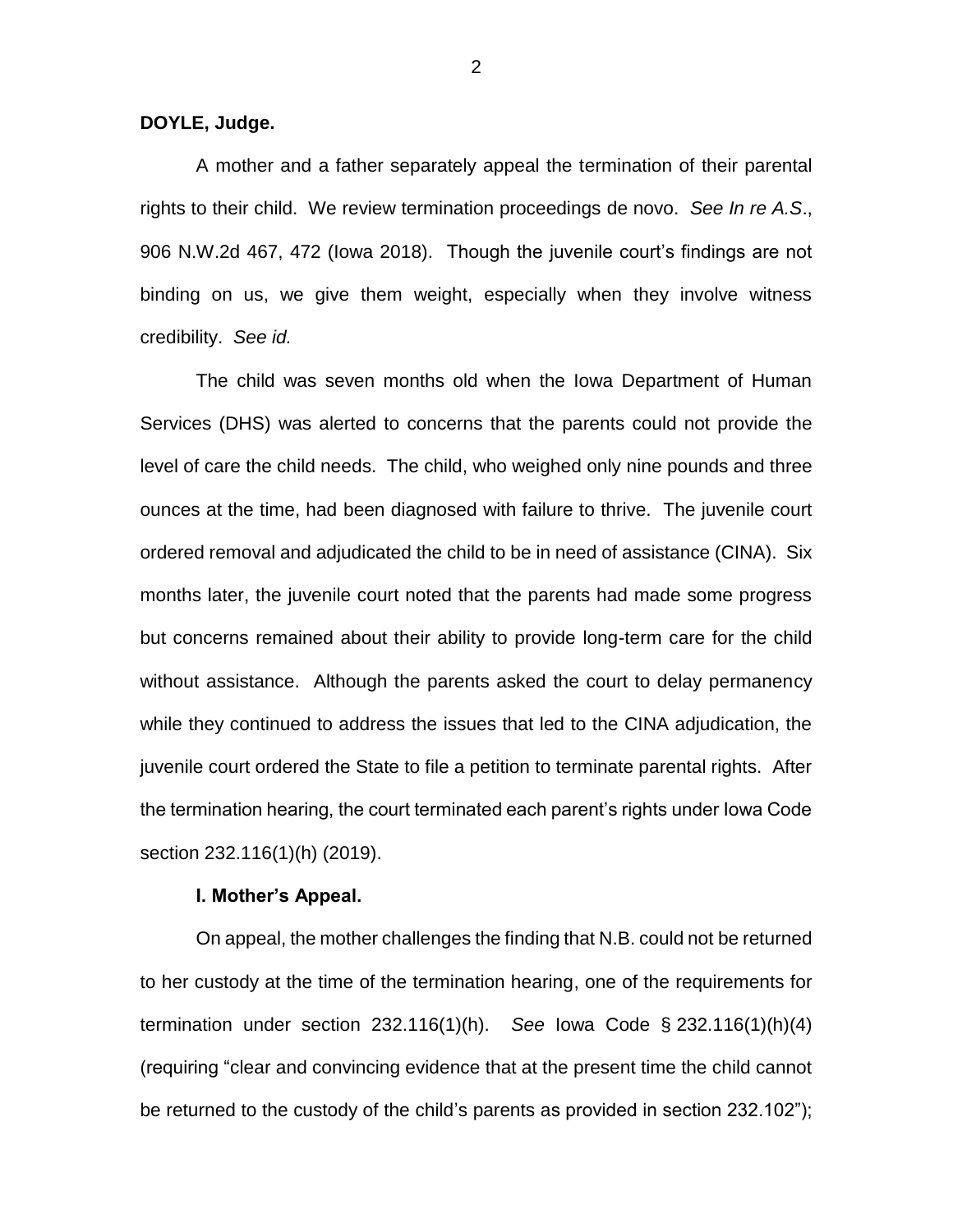**DOYLE, Judge.**

A mother and a father separately appeal the termination of their parental rights to their child. We review termination proceedings de novo. *See In re A.S.*, 906 N.W.2d 467, 472 (Iowa 2018). Though the juvenile court's findings are not binding on us, we give them weight, especially when they involve witness credibility. *See id.*

The child was seven months old when the Iowa Department of Human Services (DHS) was alerted to concerns that the parents could not provide the level of care the child needs. The child, who weighed only nine pounds and three ounces at the time, had been diagnosed with failure to thrive. The juvenile court ordered removal and adjudicated the child to be in need of assistance (CINA). Six months later, the juvenile court noted that the parents had made some progress but concerns remained about their ability to provide long-term care for the child without assistance. Although the parents asked the court to delay permanency while they continued to address the issues that led to the CINA adjudication, the juvenile court ordered the State to file a petition to terminate parental rights. After the termination hearing, the court terminated each parent's rights under Iowa Code section 232.116(1)(h) (2019).

**I. Mother's Appeal.**

On appeal, the mother challenges the finding that N.B. could not be returned to her custody at the time of the termination hearing, one of the requirements for termination under section 232.116(1)(h). *See* Iowa Code § 232.116(1)(h)(4) (requiring "clear and convincing evidence that at the present time the child cannot be returned to the custody of the child's parents as provided in section 232.102");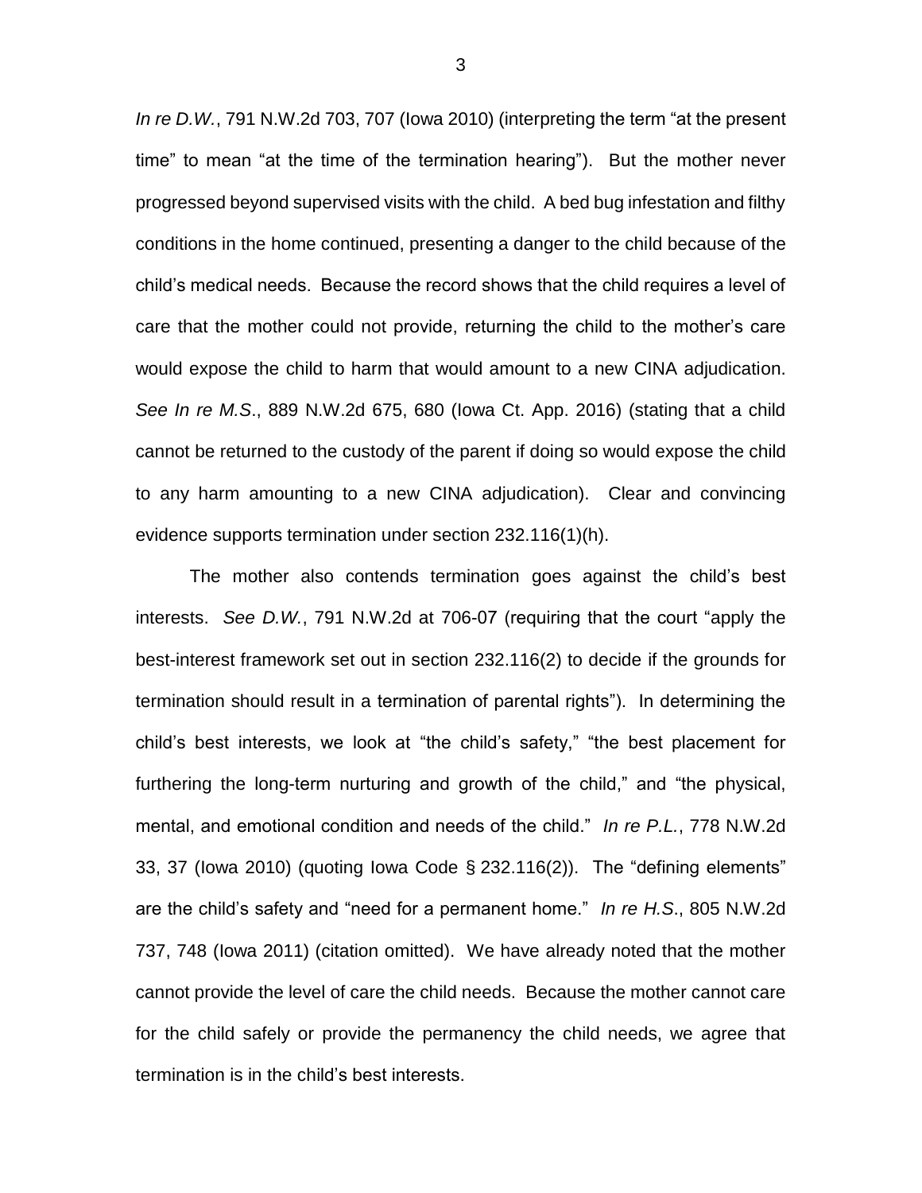*In re D.W.*, 791 N.W.2d 703, 707 (Iowa 2010) (interpreting the term "at the present time" to mean "at the time of the termination hearing"). But the mother never progressed beyond supervised visits with the child. A bed bug infestation and filthy conditions in the home continued, presenting a danger to the child because of the child's medical needs. Because the record shows that the child requires a level of care that the mother could not provide, returning the child to the mother's care would expose the child to harm that would amount to a new CINA adjudication. *See In re M.S*., 889 N.W.2d 675, 680 (Iowa Ct. App. 2016) (stating that a child cannot be returned to the custody of the parent if doing so would expose the child to any harm amounting to a new CINA adjudication). Clear and convincing evidence supports termination under section 232.116(1)(h).

The mother also contends termination goes against the child's best interests. *See D.W.*, 791 N.W.2d at 706-07 (requiring that the court "apply the best-interest framework set out in section 232.116(2) to decide if the grounds for termination should result in a termination of parental rights"). In determining the child's best interests, we look at "the child's safety," "the best placement for furthering the long-term nurturing and growth of the child," and "the physical, mental, and emotional condition and needs of the child." *In re P.L.*, 778 N.W.2d 33, 37 (Iowa 2010) (quoting Iowa Code § 232.116(2)). The "defining elements" are the child's safety and "need for a permanent home." *In re H.S*., 805 N.W.2d 737, 748 (Iowa 2011) (citation omitted). We have already noted that the mother cannot provide the level of care the child needs. Because the mother cannot care for the child safely or provide the permanency the child needs, we agree that termination is in the child's best interests.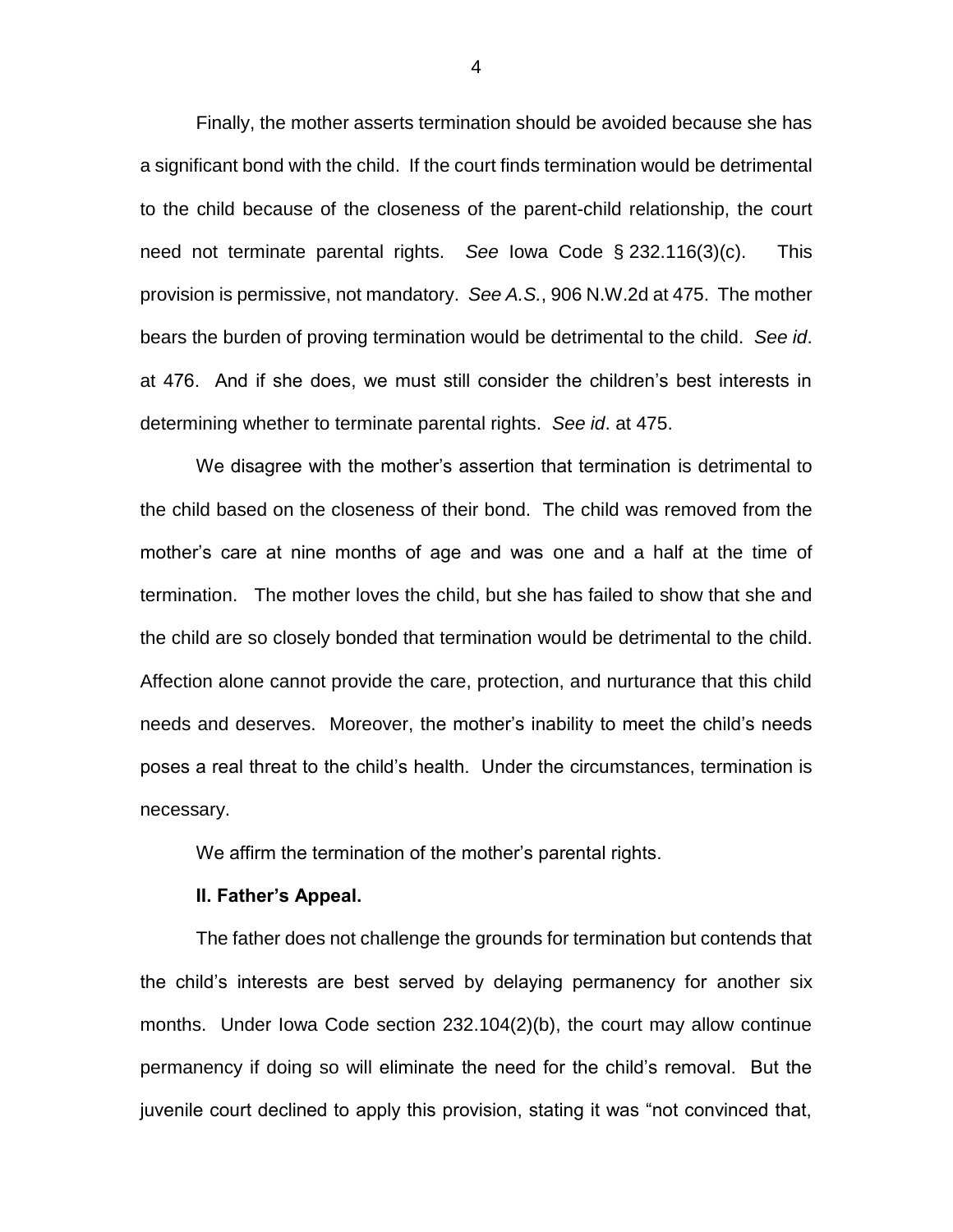Finally, the mother asserts termination should be avoided because she has a significant bond with the child. If the court finds termination would be detrimental to the child because of the closeness of the parent-child relationship, the court need not terminate parental rights. *See* Iowa Code § 232.116(3)(c). This provision is permissive, not mandatory. *See A.S.*, 906 N.W.2d at 475. The mother bears the burden of proving termination would be detrimental to the child. *See id*. at 476. And if she does, we must still consider the children's best interests in determining whether to terminate parental rights. *See id*. at 475.

We disagree with the mother's assertion that termination is detrimental to the child based on the closeness of their bond. The child was removed from the mother's care at nine months of age and was one and a half at the time of termination. The mother loves the child, but she has failed to show that she and the child are so closely bonded that termination would be detrimental to the child. Affection alone cannot provide the care, protection, and nurturance that this child needs and deserves. Moreover, the mother's inability to meet the child's needs poses a real threat to the child's health. Under the circumstances, termination is necessary.

We affirm the termination of the mother's parental rights.

**II. Father's Appeal.**

The father does not challenge the grounds for termination but contends that the child's interests are best served by delaying permanency for another six months. Under Iowa Code section 232.104(2)(b), the court may allow continue permanency if doing so will eliminate the need for the child's removal. But the juvenile court declined to apply this provision, stating it was "not convinced that,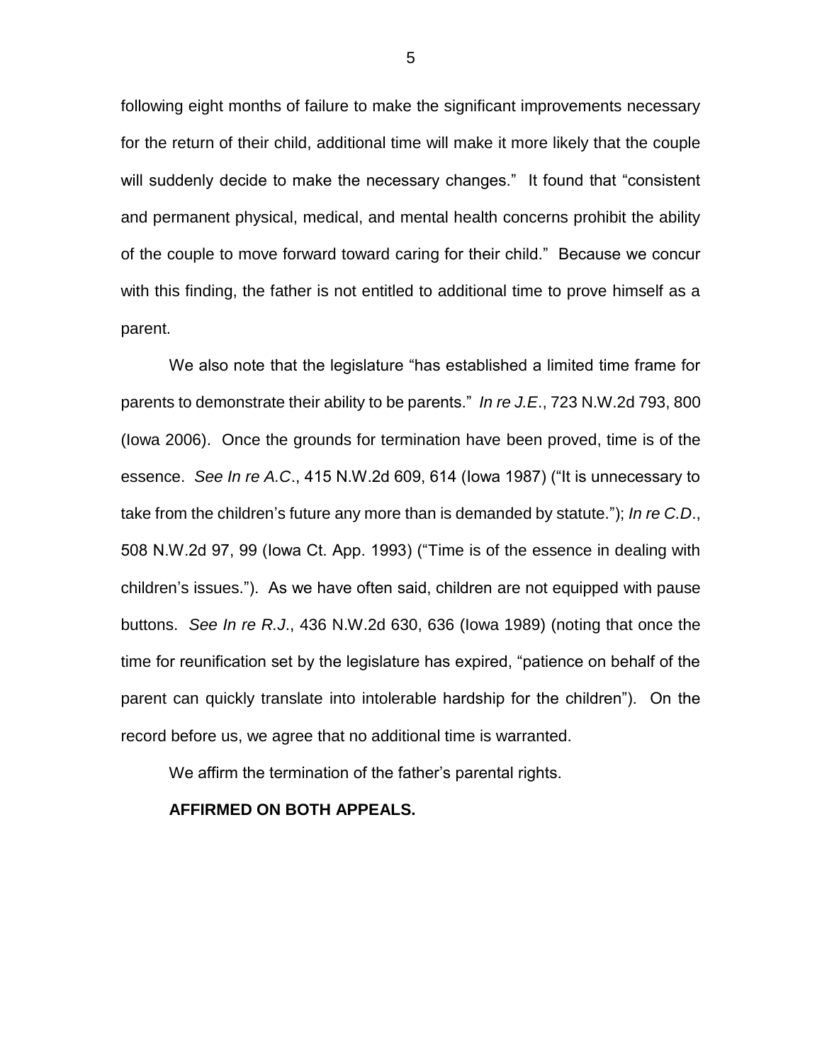following eight months of failure to make the significant improvements necessary for the return of their child, additional time will make it more likely that the couple will suddenly decide to make the necessary changes." It found that "consistent and permanent physical, medical, and mental health concerns prohibit the ability of the couple to move forward toward caring for their child." Because we concur with this finding, the father is not entitled to additional time to prove himself as a parent.

We also note that the legislature "has established a limited time frame for parents to demonstrate their ability to be parents." *In re J.E.*, 723 N.W.2d 793, 800 (Iowa 2006). Once the grounds for termination have been proved, time is of the essence. *See In re A.C.*, 415 N.W.2d 609, 614 (Iowa 1987) ("It is unnecessary to take from the children's future any more than is demanded by statute."); *In re C.D.*, 508 N.W.2d 97, 99 (Iowa Ct. App. 1993) ("Time is of the essence in dealing with children's issues."). As we have often said, children are not equipped with pause buttons. *See In re R.J.*, 436 N.W.2d 630, 636 (Iowa 1989) (noting that once the time for reunification set by the legislature has expired, "patience on behalf of the parent can quickly translate into intolerable hardship for the children"). On the record before us, we agree that no additional time is warranted.

We affirm the termination of the father's parental rights.

**AFFIRMED ON BOTH APPEALS.**